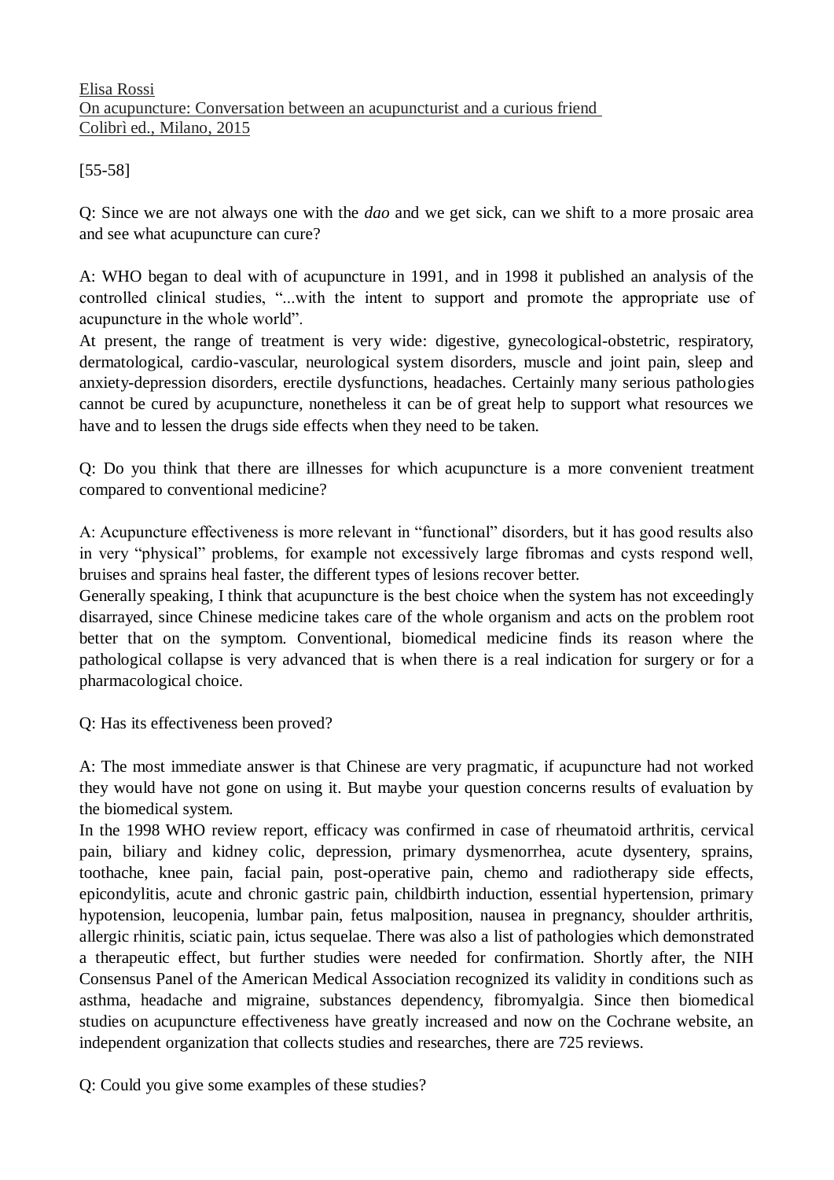<u>Elisa Rossi</u>
<u>On acupuncture: Conversation between an acupuncturist and a curious friend</u>
<u>Colibrì ed., Milano, 2015</u>

[55-58]

Q: Since we are not always one with the *dao* and we get sick, can we shift to a more prosaic area and see what acupuncture can cure?

A: WHO began to deal with of acupuncture in 1991, and in 1998 it published an analysis of the controlled clinical studies, "...with the intent to support and promote the appropriate use of acupuncture in the whole world".
At present, the range of treatment is very wide: digestive, gynecological-obstetric, respiratory, dermatological, cardio-vascular, neurological system disorders, muscle and joint pain, sleep and anxiety-depression disorders, erectile dysfunctions, headaches. Certainly many serious pathologies cannot be cured by acupuncture, nonetheless it can be of great help to support what resources we have and to lessen the drugs side effects when they need to be taken.

Q: Do you think that there are illnesses for which acupuncture is a more convenient treatment compared to conventional medicine?

A: Acupuncture effectiveness is more relevant in "functional" disorders, but it has good results also in very "physical" problems, for example not excessively large fibromas and cysts respond well, bruises and sprains heal faster, the different types of lesions recover better.
Generally speaking, I think that acupuncture is the best choice when the system has not exceedingly disarrayed, since Chinese medicine takes care of the whole organism and acts on the problem root better that on the symptom. Conventional, biomedical medicine finds its reason where the pathological collapse is very advanced that is when there is a real indication for surgery or for a pharmacological choice.

Q: Has its effectiveness been proved?

A: The most immediate answer is that Chinese are very pragmatic, if acupuncture had not worked they would have not gone on using it. But maybe your question concerns results of evaluation by the biomedical system.
In the 1998 WHO review report, efficacy was confirmed in case of rheumatoid arthritis, cervical pain, biliary and kidney colic, depression, primary dysmenorrhea, acute dysentery, sprains, toothache, knee pain, facial pain, post-operative pain, chemo and radiotherapy side effects, epicondylitis, acute and chronic gastric pain, childbirth induction, essential hypertension, primary hypotension, leucopenia, lumbar pain, fetus malposition, nausea in pregnancy, shoulder arthritis, allergic rhinitis, sciatic pain, ictus sequelae. There was also a list of pathologies which demonstrated a therapeutic effect, but further studies were needed for confirmation. Shortly after, the NIH Consensus Panel of the American Medical Association recognized its validity in conditions such as asthma, headache and migraine, substances dependency, fibromyalgia. Since then biomedical studies on acupuncture effectiveness have greatly increased and now on the Cochrane website, an independent organization that collects studies and researches, there are 725 reviews.

Q: Could you give some examples of these studies?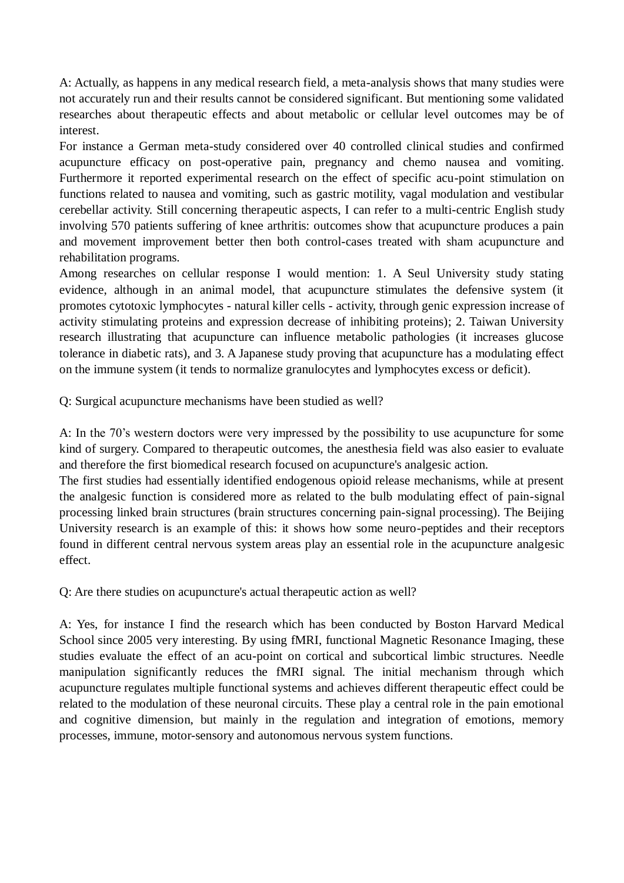A: Actually, as happens in any medical research field, a meta-analysis shows that many studies were not accurately run and their results cannot be considered significant. But mentioning some validated researches about therapeutic effects and about metabolic or cellular level outcomes may be of interest.

For instance a German meta-study considered over 40 controlled clinical studies and confirmed acupuncture efficacy on post-operative pain, pregnancy and chemo nausea and vomiting. Furthermore it reported experimental research on the effect of specific acu-point stimulation on functions related to nausea and vomiting, such as gastric motility, vagal modulation and vestibular cerebellar activity. Still concerning therapeutic aspects, I can refer to a multi-centric English study involving 570 patients suffering of knee arthritis: outcomes show that acupuncture produces a pain and movement improvement better then both control-cases treated with sham acupuncture and rehabilitation programs.

Among researches on cellular response I would mention: 1. A Seul University study stating evidence, although in an animal model, that acupuncture stimulates the defensive system (it promotes cytotoxic lymphocytes - natural killer cells - activity, through genic expression increase of activity stimulating proteins and expression decrease of inhibiting proteins); 2. Taiwan University research illustrating that acupuncture can influence metabolic pathologies (it increases glucose tolerance in diabetic rats), and 3. A Japanese study proving that acupuncture has a modulating effect on the immune system (it tends to normalize granulocytes and lymphocytes excess or deficit).

Q: Surgical acupuncture mechanisms have been studied as well?

A: In the 70's western doctors were very impressed by the possibility to use acupuncture for some kind of surgery. Compared to therapeutic outcomes, the anesthesia field was also easier to evaluate and therefore the first biomedical research focused on acupuncture's analgesic action.

The first studies had essentially identified endogenous opioid release mechanisms, while at present the analgesic function is considered more as related to the bulb modulating effect of pain-signal processing linked brain structures (brain structures concerning pain-signal processing). The Beijing University research is an example of this: it shows how some neuro-peptides and their receptors found in different central nervous system areas play an essential role in the acupuncture analgesic effect.

Q: Are there studies on acupuncture's actual therapeutic action as well?

A: Yes, for instance I find the research which has been conducted by Boston Harvard Medical School since 2005 very interesting. By using fMRI, functional Magnetic Resonance Imaging, these studies evaluate the effect of an acu-point on cortical and subcortical limbic structures. Needle manipulation significantly reduces the fMRI signal. The initial mechanism through which acupuncture regulates multiple functional systems and achieves different therapeutic effect could be related to the modulation of these neuronal circuits. These play a central role in the pain emotional and cognitive dimension, but mainly in the regulation and integration of emotions, memory processes, immune, motor-sensory and autonomous nervous system functions.